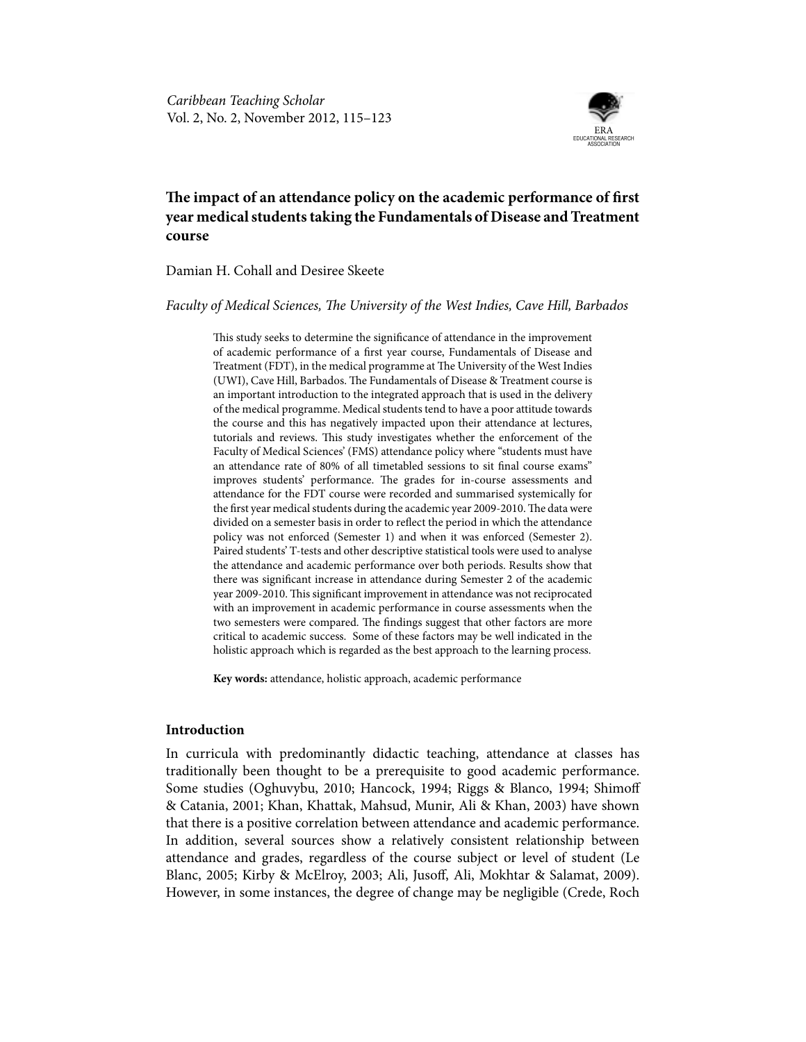# The impact of an attendance policy on the academic performance of first year medical students taking the Fundamentals of Disease and Treatment course

Damian H. Cohall and Desiree Skeete

*Faculty of Medical Sciences, The University of the West Indies, Cave Hill, Barbados*

This study seeks to determine the significance of attendance in the improvement of academic performance of a first year course, Fundamentals of Disease and Treatment (FDT), in the medical programme at The University of the West Indies (UWI), Cave Hill, Barbados. The Fundamentals of Disease & Treatment course is an important introduction to the integrated approach that is used in the delivery of the medical programme. Medical students tend to have a poor attitude towards the course and this has negatively impacted upon their attendance at lectures, tutorials and reviews. This study investigates whether the enforcement of the Faculty of Medical Sciences' (FMS) attendance policy where "students must have an attendance rate of 80% of all timetabled sessions to sit final course exams" improves students' performance. The grades for in-course assessments and attendance for the FDT course were recorded and summarised systemically for the first year medical students during the academic year 2009-2010. The data were divided on a semester basis in order to reflect the period in which the attendance policy was not enforced (Semester 1) and when it was enforced (Semester 2). Paired students' T-tests and other descriptive statistical tools were used to analyse the attendance and academic performance over both periods. Results show that there was significant increase in attendance during Semester 2 of the academic year 2009-2010. This significant improvement in attendance was not reciprocated with an improvement in academic performance in course assessments when the two semesters were compared. The findings suggest that other factors are more critical to academic success. Some of these factors may be well indicated in the holistic approach which is regarded as the best approach to the learning process.

**Key words:** attendance, holistic approach, academic performance

## Introduction

In curricula with predominantly didactic teaching, attendance at classes has traditionally been thought to be a prerequisite to good academic performance. Some studies (Oghuvybu, 2010; Hancock, 1994; Riggs & Blanco, 1994; Shimoff & Catania, 2001; Khan, Khattak, Mahsud, Munir, Ali & Khan, 2003) have shown that there is a positive correlation between attendance and academic performance. In addition, several sources show a relatively consistent relationship between attendance and grades, regardless of the course subject or level of student (Le Blanc, 2005; Kirby & McElroy, 2003; Ali, Jusoff, Ali, Mokhtar & Salamat, 2009). However, in some instances, the degree of change may be negligible (Crede, Roch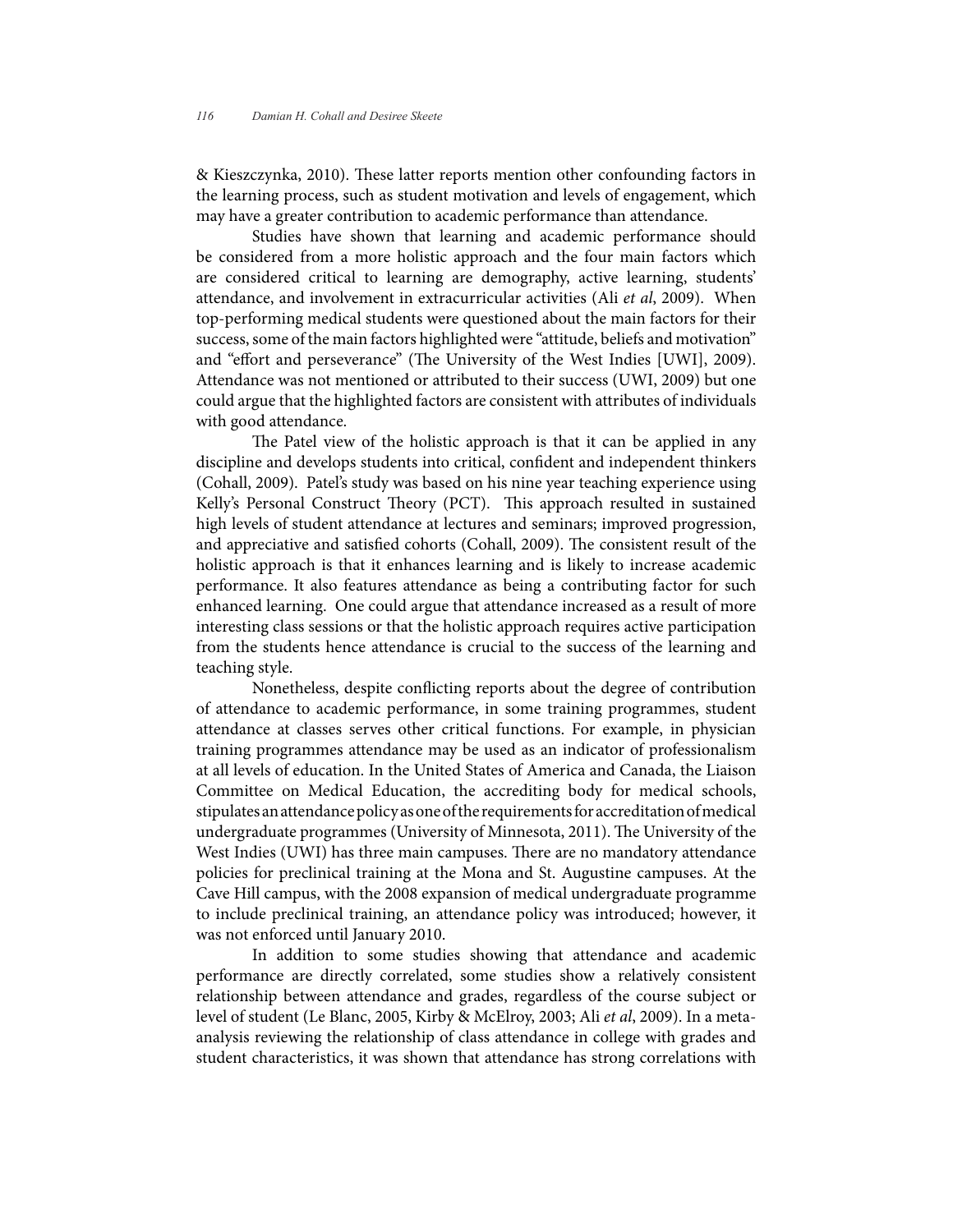& Kieszczynka, 2010). These latter reports mention other confounding factors in the learning process, such as student motivation and levels of engagement, which may have a greater contribution to academic performance than attendance.

Studies have shown that learning and academic performance should be considered from a more holistic approach and the four main factors which are considered critical to learning are demography, active learning, students' attendance, and involvement in extracurricular activities (Ali *et al*, 2009). When top-performing medical students were questioned about the main factors for their success, some of the main factors highlighted were "attitude, beliefs and motivation" and "effort and perseverance" (The University of the West Indies [UWI], 2009). Attendance was not mentioned or attributed to their success (UWI, 2009) but one could argue that the highlighted factors are consistent with attributes of individuals with good attendance.

The Patel view of the holistic approach is that it can be applied in any discipline and develops students into critical, confident and independent thinkers (Cohall, 2009). Patel's study was based on his nine year teaching experience using Kelly's Personal Construct Theory (PCT). This approach resulted in sustained high levels of student attendance at lectures and seminars; improved progression, and appreciative and satisfied cohorts (Cohall, 2009). The consistent result of the holistic approach is that it enhances learning and is likely to increase academic performance. It also features attendance as being a contributing factor for such enhanced learning. One could argue that attendance increased as a result of more interesting class sessions or that the holistic approach requires active participation from the students hence attendance is crucial to the success of the learning and teaching style.

Nonetheless, despite conflicting reports about the degree of contribution of attendance to academic performance, in some training programmes, student attendance at classes serves other critical functions. For example, in physician training programmes attendance may be used as an indicator of professionalism at all levels of education. In the United States of America and Canada, the Liaison Committee on Medical Education, the accrediting body for medical schools, stipulates an attendance policy as one of the requirements for accreditation of medical undergraduate programmes (University of Minnesota, 2011). The University of the West Indies (UWI) has three main campuses. There are no mandatory attendance policies for preclinical training at the Mona and St. Augustine campuses. At the Cave Hill campus, with the 2008 expansion of medical undergraduate programme to include preclinical training, an attendance policy was introduced; however, it was not enforced until January 2010.

In addition to some studies showing that attendance and academic performance are directly correlated, some studies show a relatively consistent relationship between attendance and grades, regardless of the course subject or level of student (Le Blanc, 2005, Kirby & McElroy, 2003; Ali *et al*, 2009). In a meta-analysis reviewing the relationship of class attendance in college with grades and student characteristics, it was shown that attendance has strong correlations with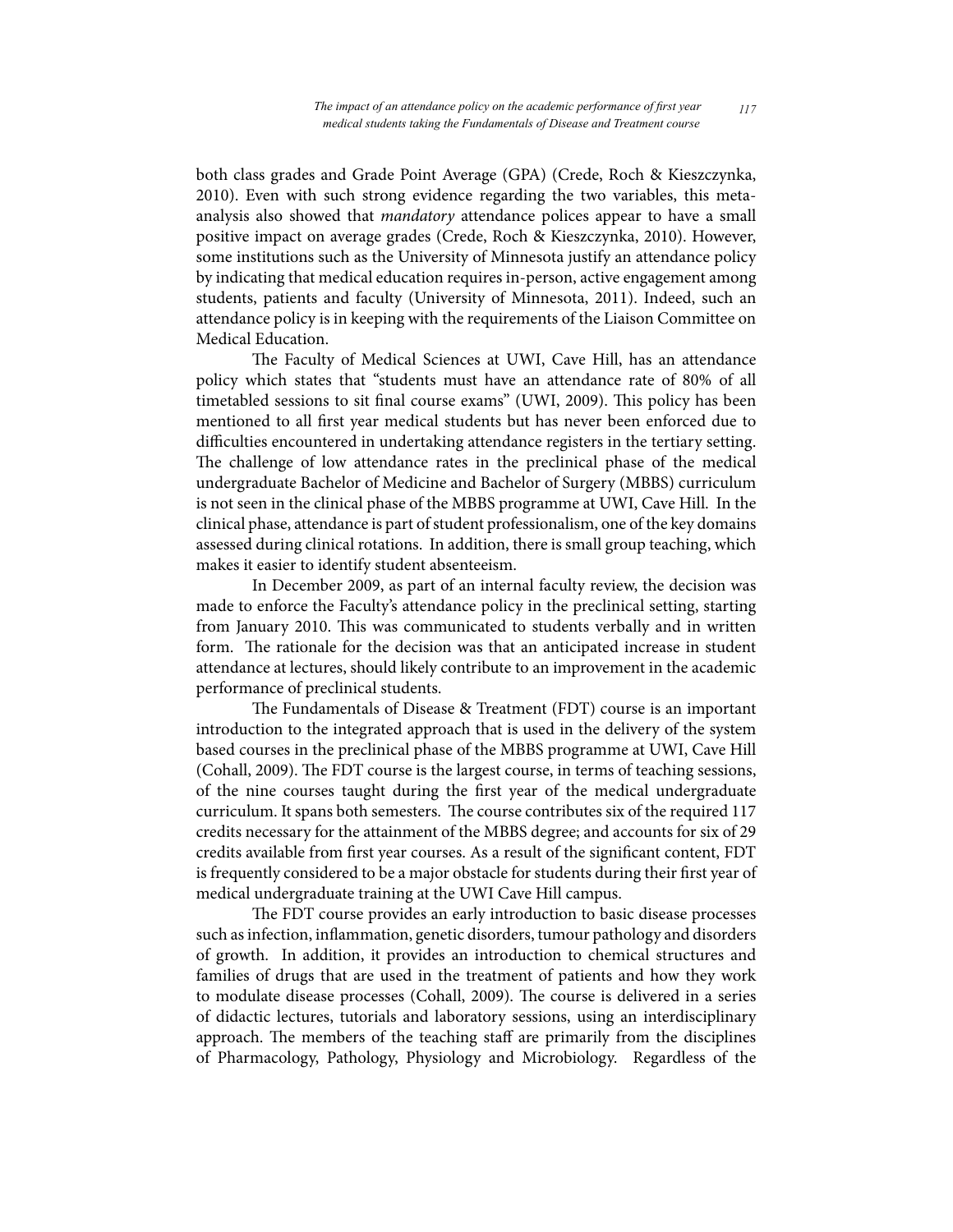both class grades and Grade Point Average (GPA) (Crede, Roch & Kieszczynka, 2010). Even with such strong evidence regarding the two variables, this meta-analysis also showed that *mandatory* attendance polices appear to have a small positive impact on average grades (Crede, Roch & Kieszczynka, 2010). However, some institutions such as the University of Minnesota justify an attendance policy by indicating that medical education requires in-person, active engagement among students, patients and faculty (University of Minnesota, 2011). Indeed, such an attendance policy is in keeping with the requirements of the Liaison Committee on Medical Education.

The Faculty of Medical Sciences at UWI, Cave Hill, has an attendance policy which states that "students must have an attendance rate of 80% of all timetabled sessions to sit final course exams" (UWI, 2009). This policy has been mentioned to all first year medical students but has never been enforced due to difficulties encountered in undertaking attendance registers in the tertiary setting. The challenge of low attendance rates in the preclinical phase of the medical undergraduate Bachelor of Medicine and Bachelor of Surgery (MBBS) curriculum is not seen in the clinical phase of the MBBS programme at UWI, Cave Hill. In the clinical phase, attendance is part of student professionalism, one of the key domains assessed during clinical rotations. In addition, there is small group teaching, which makes it easier to identify student absenteeism.

In December 2009, as part of an internal faculty review, the decision was made to enforce the Faculty's attendance policy in the preclinical setting, starting from January 2010. This was communicated to students verbally and in written form. The rationale for the decision was that an anticipated increase in student attendance at lectures, should likely contribute to an improvement in the academic performance of preclinical students.

The Fundamentals of Disease & Treatment (FDT) course is an important introduction to the integrated approach that is used in the delivery of the system based courses in the preclinical phase of the MBBS programme at UWI, Cave Hill (Cohall, 2009). The FDT course is the largest course, in terms of teaching sessions, of the nine courses taught during the first year of the medical undergraduate curriculum. It spans both semesters. The course contributes six of the required 117 credits necessary for the attainment of the MBBS degree; and accounts for six of 29 credits available from first year courses. As a result of the significant content, FDT is frequently considered to be a major obstacle for students during their first year of medical undergraduate training at the UWI Cave Hill campus.

The FDT course provides an early introduction to basic disease processes such as infection, inflammation, genetic disorders, tumour pathology and disorders of growth. In addition, it provides an introduction to chemical structures and families of drugs that are used in the treatment of patients and how they work to modulate disease processes (Cohall, 2009). The course is delivered in a series of didactic lectures, tutorials and laboratory sessions, using an interdisciplinary approach. The members of the teaching staff are primarily from the disciplines of Pharmacology, Pathology, Physiology and Microbiology. Regardless of the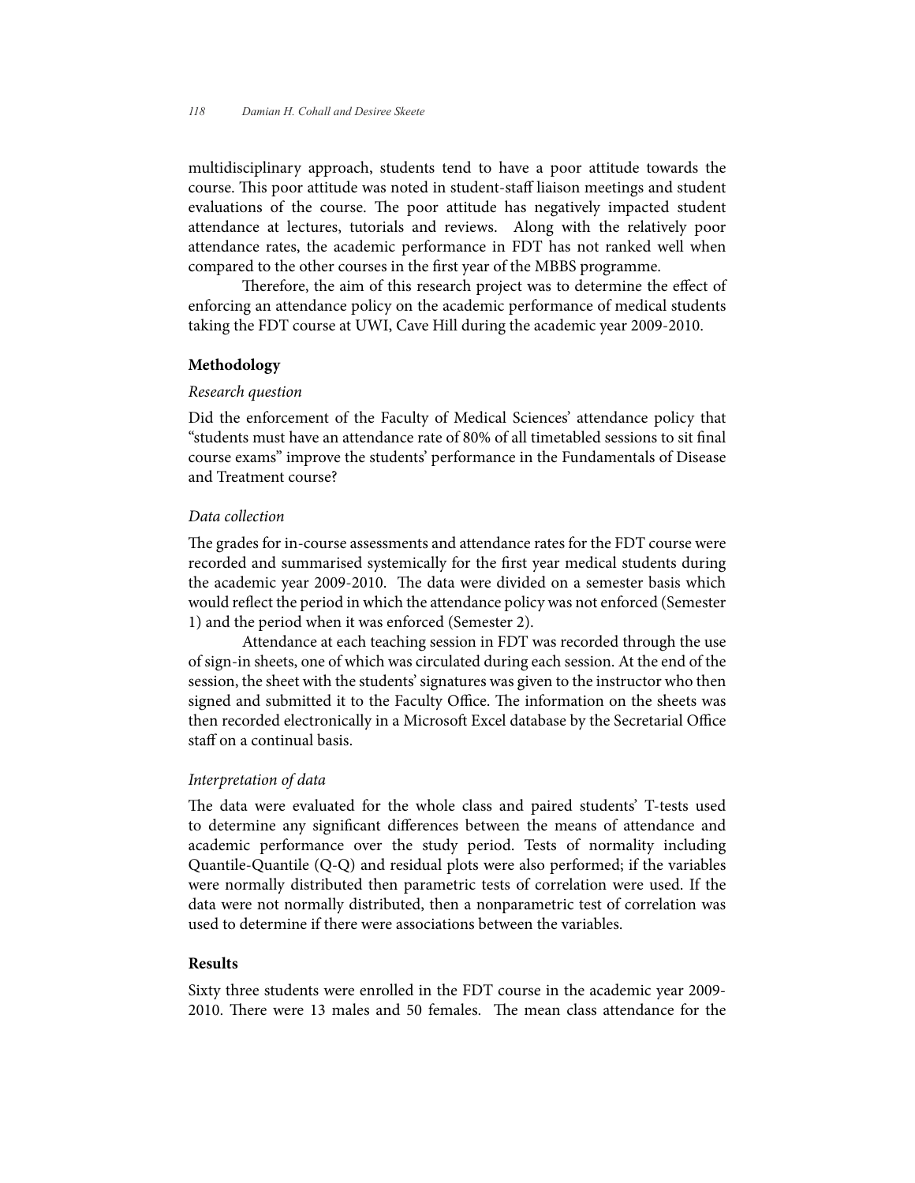multidisciplinary approach, students tend to have a poor attitude towards the course. This poor attitude was noted in student-staff liaison meetings and student evaluations of the course. The poor attitude has negatively impacted student attendance at lectures, tutorials and reviews. Along with the relatively poor attendance rates, the academic performance in FDT has not ranked well when compared to the other courses in the first year of the MBBS programme.

Therefore, the aim of this research project was to determine the effect of enforcing an attendance policy on the academic performance of medical students taking the FDT course at UWI, Cave Hill during the academic year 2009-2010.

## Methodology

*Research question*

Did the enforcement of the Faculty of Medical Sciences' attendance policy that "students must have an attendance rate of 80% of all timetabled sessions to sit final course exams" improve the students' performance in the Fundamentals of Disease and Treatment course?

*Data collection*

The grades for in-course assessments and attendance rates for the FDT course were recorded and summarised systemically for the first year medical students during the academic year 2009-2010. The data were divided on a semester basis which would reflect the period in which the attendance policy was not enforced (Semester 1) and the period when it was enforced (Semester 2).

Attendance at each teaching session in FDT was recorded through the use of sign-in sheets, one of which was circulated during each session. At the end of the session, the sheet with the students' signatures was given to the instructor who then signed and submitted it to the Faculty Office. The information on the sheets was then recorded electronically in a Microsoft Excel database by the Secretarial Office staff on a continual basis.

*Interpretation of data*

The data were evaluated for the whole class and paired students' T-tests used to determine any significant differences between the means of attendance and academic performance over the study period. Tests of normality including Quantile-Quantile (Q-Q) and residual plots were also performed; if the variables were normally distributed then parametric tests of correlation were used. If the data were not normally distributed, then a nonparametric test of correlation was used to determine if there were associations between the variables.

## Results

Sixty three students were enrolled in the FDT course in the academic year 2009-2010. There were 13 males and 50 females. The mean class attendance for the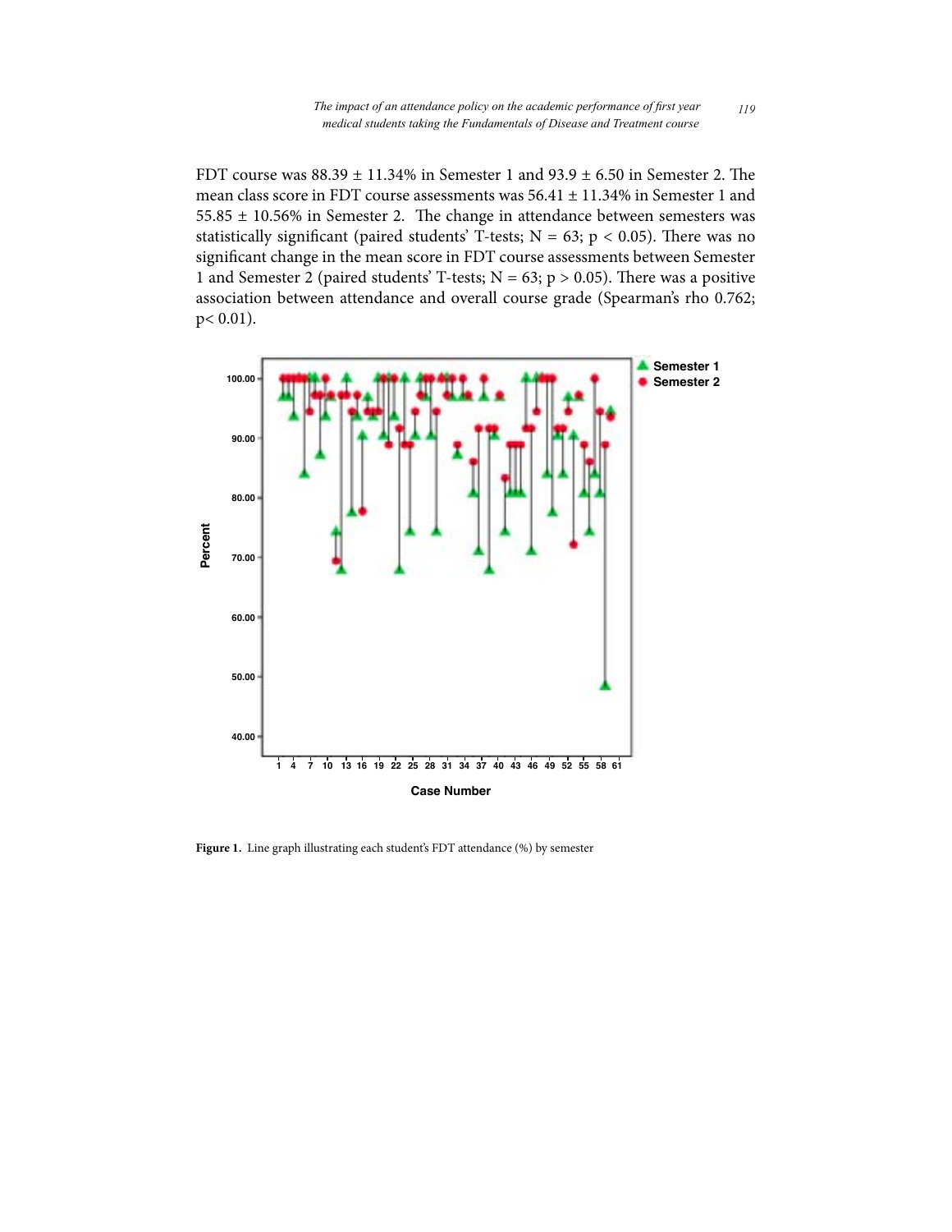FDT course was 88.39 ± 11.34% in Semester 1 and 93.9 ± 6.50 in Semester 2. The mean class score in FDT course assessments was 56.41 ± 11.34% in Semester 1 and 55.85 ± 10.56% in Semester 2. The change in attendance between semesters was statistically significant (paired students' T-tests; $N = 63$; $p < 0.05$). There was no significant change in the mean score in FDT course assessments between Semester 1 and Semester 2 (paired students' T-tests; $N = 63$; $p > 0.05$). There was a positive association between attendance and overall course grade (Spearman's rho 0.762; $p < 0.01$).

**Figure 1.** Line graph illustrating each student's FDT attendance (%) by semester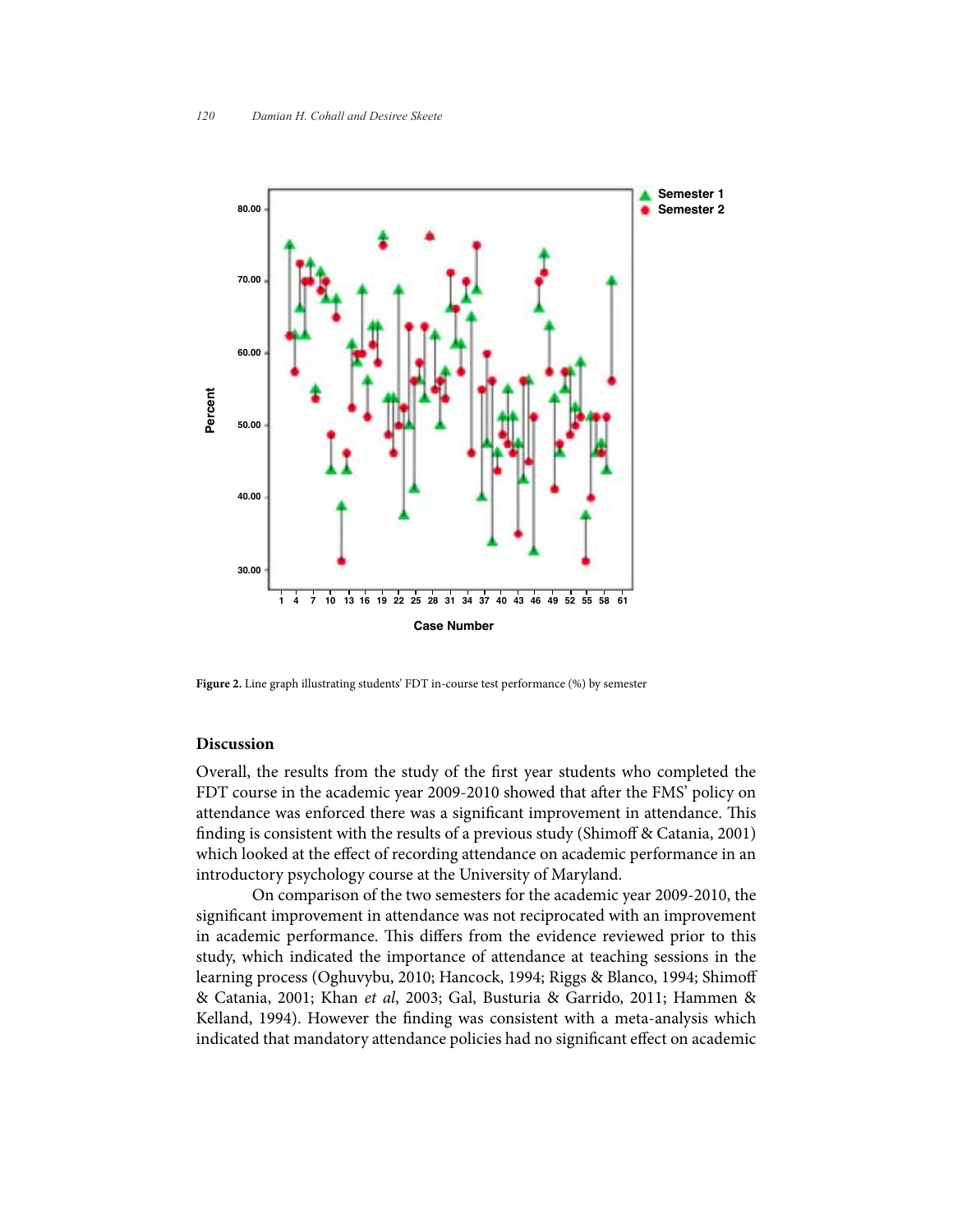**Figure 2.** Line graph illustrating students' FDT in-course test performance (%) by semester

## Discussion

Overall, the results from the study of the first year students who completed the FDT course in the academic year 2009-2010 showed that after the FMS' policy on attendance was enforced there was a significant improvement in attendance. This finding is consistent with the results of a previous study (Shimoff & Catania, 2001) which looked at the effect of recording attendance on academic performance in an introductory psychology course at the University of Maryland.

On comparison of the two semesters for the academic year 2009-2010, the significant improvement in attendance was not reciprocated with an improvement in academic performance. This differs from the evidence reviewed prior to this study, which indicated the importance of attendance at teaching sessions in the learning process (Oghuvybu, 2010; Hancock, 1994; Riggs & Blanco, 1994; Shimoff & Catania, 2001; Khan *et al*, 2003; Gal, Busturia & Garrido, 2011; Hammen & Kelland, 1994). However the finding was consistent with a meta-analysis which indicated that mandatory attendance policies had no significant effect on academic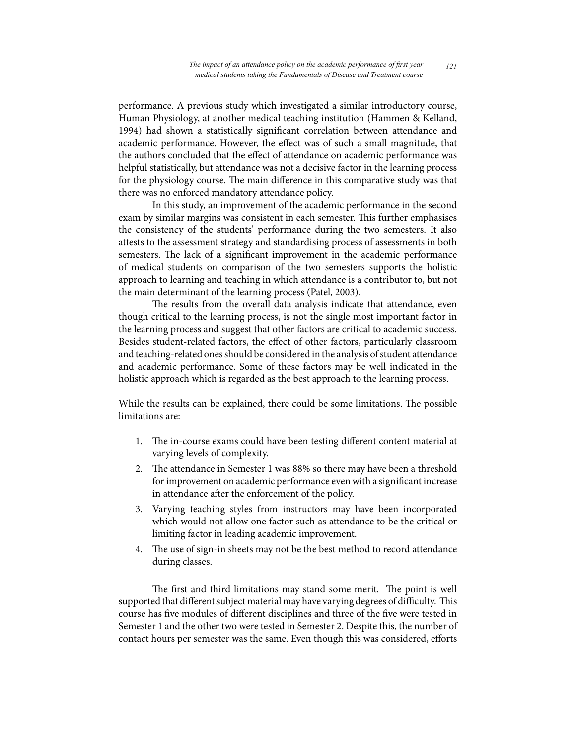performance. A previous study which investigated a similar introductory course, Human Physiology, at another medical teaching institution (Hammen & Kelland, 1994) had shown a statistically significant correlation between attendance and academic performance. However, the effect was of such a small magnitude, that the authors concluded that the effect of attendance on academic performance was helpful statistically, but attendance was not a decisive factor in the learning process for the physiology course. The main difference in this comparative study was that there was no enforced mandatory attendance policy.

In this study, an improvement of the academic performance in the second exam by similar margins was consistent in each semester. This further emphasises the consistency of the students' performance during the two semesters. It also attests to the assessment strategy and standardising process of assessments in both semesters. The lack of a significant improvement in the academic performance of medical students on comparison of the two semesters supports the holistic approach to learning and teaching in which attendance is a contributor to, but not the main determinant of the learning process (Patel, 2003).

The results from the overall data analysis indicate that attendance, even though critical to the learning process, is not the single most important factor in the learning process and suggest that other factors are critical to academic success. Besides student-related factors, the effect of other factors, particularly classroom and teaching-related ones should be considered in the analysis of student attendance and academic performance. Some of these factors may be well indicated in the holistic approach which is regarded as the best approach to the learning process.

While the results can be explained, there could be some limitations. The possible limitations are:

1. The in-course exams could have been testing different content material at varying levels of complexity.
2. The attendance in Semester 1 was 88% so there may have been a threshold for improvement on academic performance even with a significant increase in attendance after the enforcement of the policy.
3. Varying teaching styles from instructors may have been incorporated which would not allow one factor such as attendance to be the critical or limiting factor in leading academic improvement.
4. The use of sign-in sheets may not be the best method to record attendance during classes.

The first and third limitations may stand some merit. The point is well supported that different subject material may have varying degrees of difficulty. This course has five modules of different disciplines and three of the five were tested in Semester 1 and the other two were tested in Semester 2. Despite this, the number of contact hours per semester was the same. Even though this was considered, efforts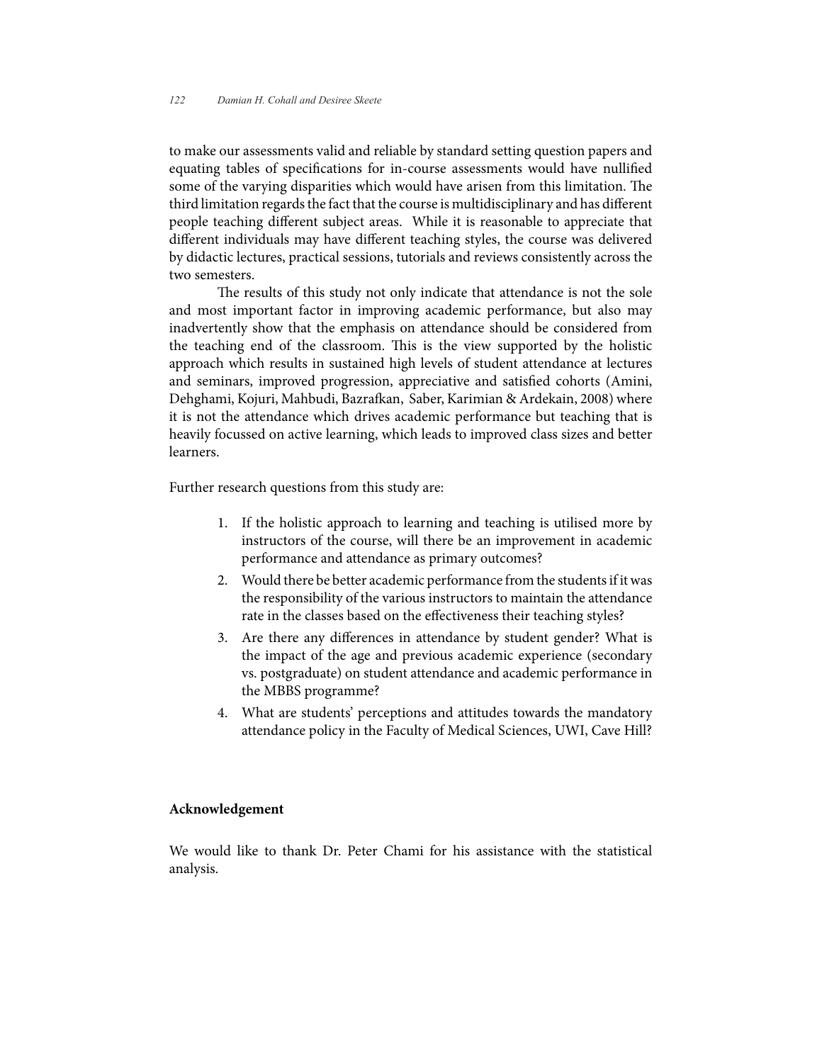to make our assessments valid and reliable by standard setting question papers and equating tables of specifications for in-course assessments would have nullified some of the varying disparities which would have arisen from this limitation. The third limitation regards the fact that the course is multidisciplinary and has different people teaching different subject areas. While it is reasonable to appreciate that different individuals may have different teaching styles, the course was delivered by didactic lectures, practical sessions, tutorials and reviews consistently across the two semesters.

The results of this study not only indicate that attendance is not the sole and most important factor in improving academic performance, but also may inadvertently show that the emphasis on attendance should be considered from the teaching end of the classroom. This is the view supported by the holistic approach which results in sustained high levels of student attendance at lectures and seminars, improved progression, appreciative and satisfied cohorts (Amini, Dehghami, Kojuri, Mahbudi, Bazrafkan, Saber, Karimian & Ardekain, 2008) where it is not the attendance which drives academic performance but teaching that is heavily focussed on active learning, which leads to improved class sizes and better learners.

Further research questions from this study are:

1. If the holistic approach to learning and teaching is utilised more by instructors of the course, will there be an improvement in academic performance and attendance as primary outcomes?
2. Would there be better academic performance from the students if it was the responsibility of the various instructors to maintain the attendance rate in the classes based on the effectiveness their teaching styles?
3. Are there any differences in attendance by student gender? What is the impact of the age and previous academic experience (secondary vs. postgraduate) on student attendance and academic performance in the MBBS programme?
4. What are students' perceptions and attitudes towards the mandatory attendance policy in the Faculty of Medical Sciences, UWI, Cave Hill?

## Acknowledgement

We would like to thank Dr. Peter Chami for his assistance with the statistical analysis.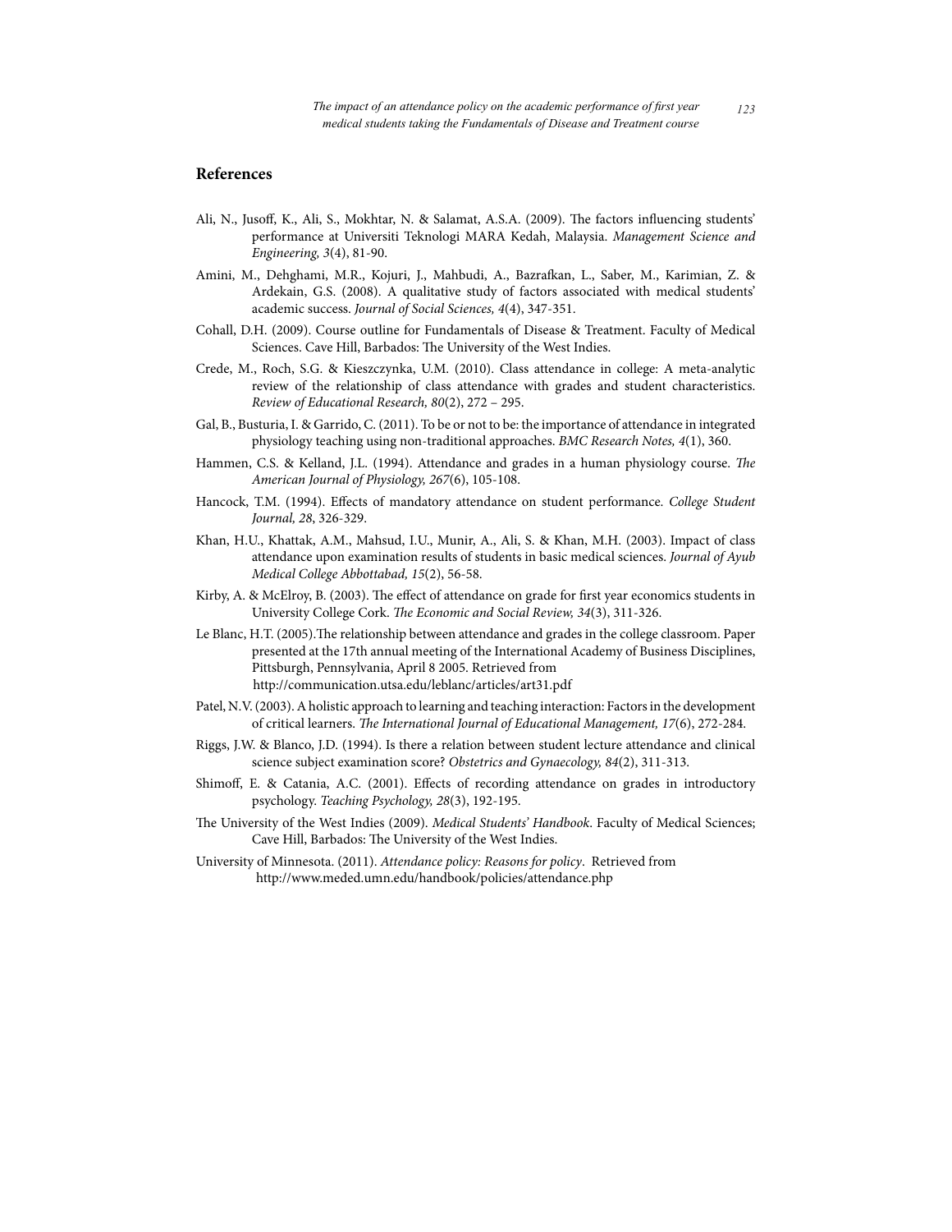## References

Ali, N., Jusoff, K., Ali, S., Mokhtar, N. & Salamat, A.S.A. (2009). The factors influencing students' performance at Universiti Teknologi MARA Kedah, Malaysia. *Management Science and Engineering, 3*(4), 81-90.

Amini, M., Dehghami, M.R., Kojuri, J., Mahbudi, A., Bazrafkan, L., Saber, M., Karimian, Z. & Ardekain, G.S. (2008). A qualitative study of factors associated with medical students' academic success. *Journal of Social Sciences, 4*(4), 347-351.

Cohall, D.H. (2009). Course outline for Fundamentals of Disease & Treatment. Faculty of Medical Sciences. Cave Hill, Barbados: The University of the West Indies.

Crede, M., Roch, S.G. & Kieszczynka, U.M. (2010). Class attendance in college: A meta-analytic review of the relationship of class attendance with grades and student characteristics. *Review of Educational Research, 80*(2), 272 – 295.

Gal, B., Busturia, I. & Garrido, C. (2011). To be or not to be: the importance of attendance in integrated physiology teaching using non-traditional approaches. *BMC Research Notes, 4*(1), 360.

Hammen, C.S. & Kelland, J.L. (1994). Attendance and grades in a human physiology course. *The American Journal of Physiology, 267*(6), 105-108.

Hancock, T.M. (1994). Effects of mandatory attendance on student performance. *College Student Journal, 28*, 326-329.

Khan, H.U., Khattak, A.M., Mahsud, I.U., Munir, A., Ali, S. & Khan, M.H. (2003). Impact of class attendance upon examination results of students in basic medical sciences. *Journal of Ayub Medical College Abbottabad, 15*(2), 56-58.

Kirby, A. & McElroy, B. (2003). The effect of attendance on grade for first year economics students in University College Cork. *The Economic and Social Review, 34*(3), 311-326.

Le Blanc, H.T. (2005).The relationship between attendance and grades in the college classroom. Paper presented at the 17th annual meeting of the International Academy of Business Disciplines, Pittsburgh, Pennsylvania, April 8 2005. Retrieved from http://communication.utsa.edu/leblanc/articles/art31.pdf

Patel, N.V. (2003). A holistic approach to learning and teaching interaction: Factors in the development of critical learners. *The International Journal of Educational Management, 17*(6), 272-284.

Riggs, J.W. & Blanco, J.D. (1994). Is there a relation between student lecture attendance and clinical science subject examination score? *Obstetrics and Gynaecology, 84*(2), 311-313.

Shimoff, E. & Catania, A.C. (2001). Effects of recording attendance on grades in introductory psychology. *Teaching Psychology, 28*(3), 192-195.

The University of the West Indies (2009). *Medical Students' Handbook*. Faculty of Medical Sciences; Cave Hill, Barbados: The University of the West Indies.

University of Minnesota. (2011). *Attendance policy: Reasons for policy*. Retrieved from http://www.meded.umn.edu/handbook/policies/attendance.php